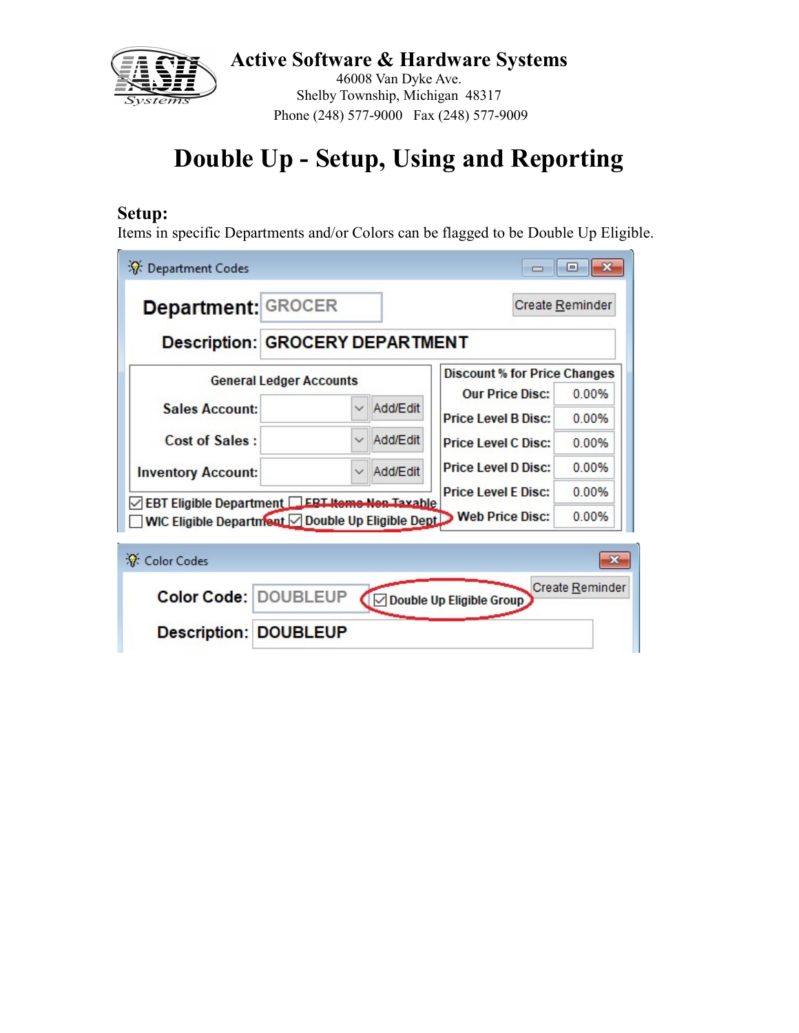**Active Software & Hardware Systems**
46008 Van Dyke Ave.
Shelby Township, Michigan 48317
Phone (248) 577-9000 Fax (248) 577-9009

# Double Up - Setup, Using and Reporting

## Setup:

Items in specific Departments and/or Colors can be flagged to be Double Up Eligible.

**Department Codes**

Department: GROCER
Description: GROCERY DEPARTMENT
Create Reminder

General Ledger Accounts
- Sales Account: Add/Edit
- Cost of Sales: Add/Edit
- Inventory Account: Add/Edit

| Discount % for Price Changes | |
|---|---|
| Our Price Disc: | 0.00% |
| Price Level B Disc: | 0.00% |
| Price Level C Disc: | 0.00% |
| Price Level D Disc: | 0.00% |
| Price Level E Disc: | 0.00% |
| Web Price Disc: | 0.00% |

- ☑ EBT Eligible Department
- ☐ EBT Items Non Taxable
- ☐ WIC Eligible Department
- ☑ Double Up Eligible Dept

**Color Codes**

Color Code: DOUBLEUP
☑ Double Up Eligible Group
Create Reminder
Description: DOUBLEUP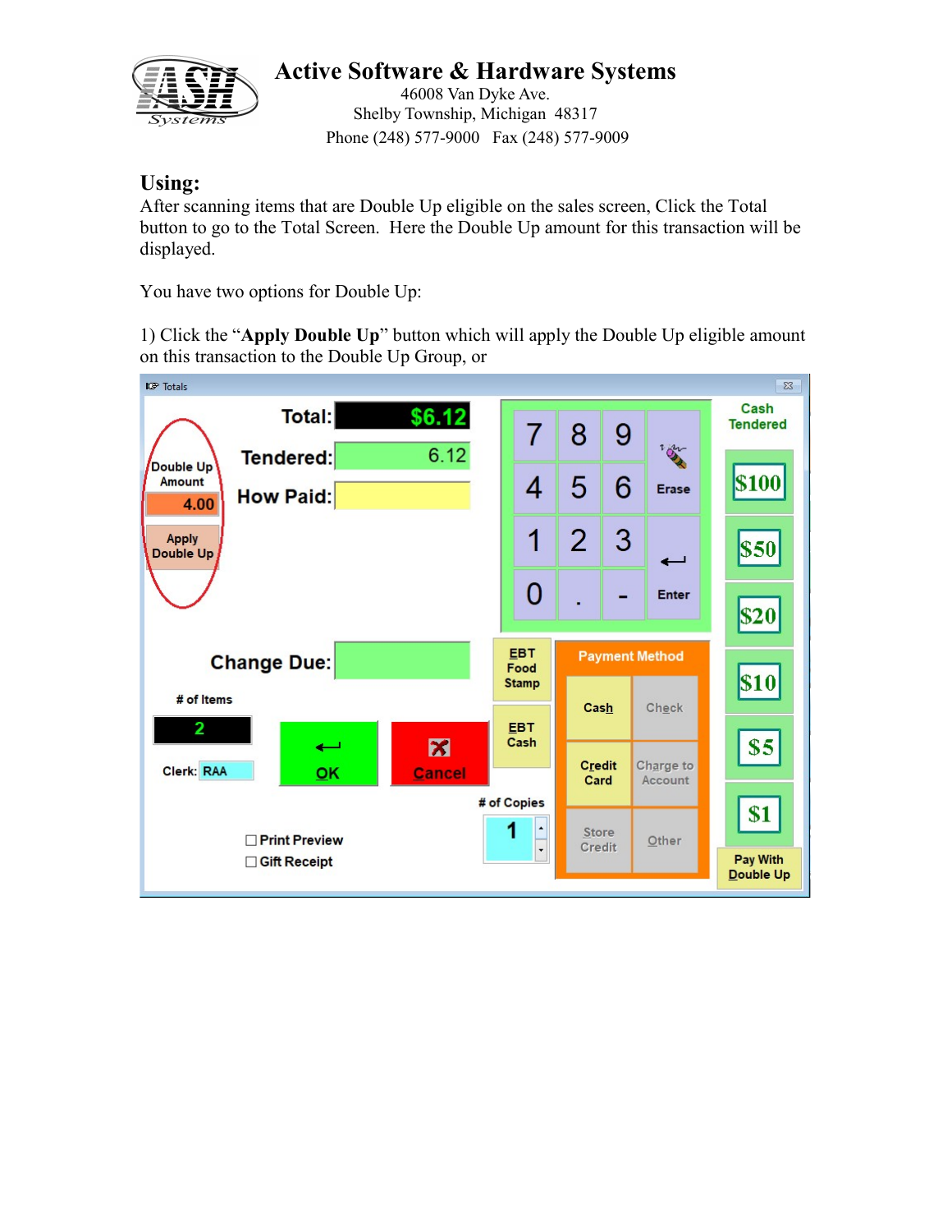# Active Software & Hardware Systems

46008 Van Dyke Ave.
Shelby Township, Michigan 48317
Phone (248) 577-9000 Fax (248) 577-9009

## Using:

After scanning items that are Double Up eligible on the sales screen, Click the Total button to go to the Total Screen. Here the Double Up amount for this transaction will be displayed.

You have two options for Double Up:

1) Click the "**Apply Double Up**" button which will apply the Double Up eligible amount on this transaction to the Double Up Group, or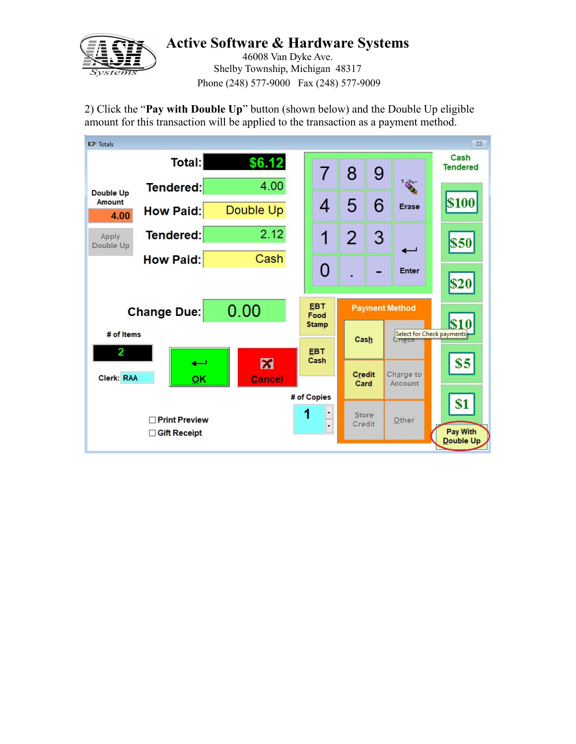2) Click the “**Pay with Double Up**” button (shown below) and the Double Up eligible amount for this transaction will be applied to the transaction as a payment method.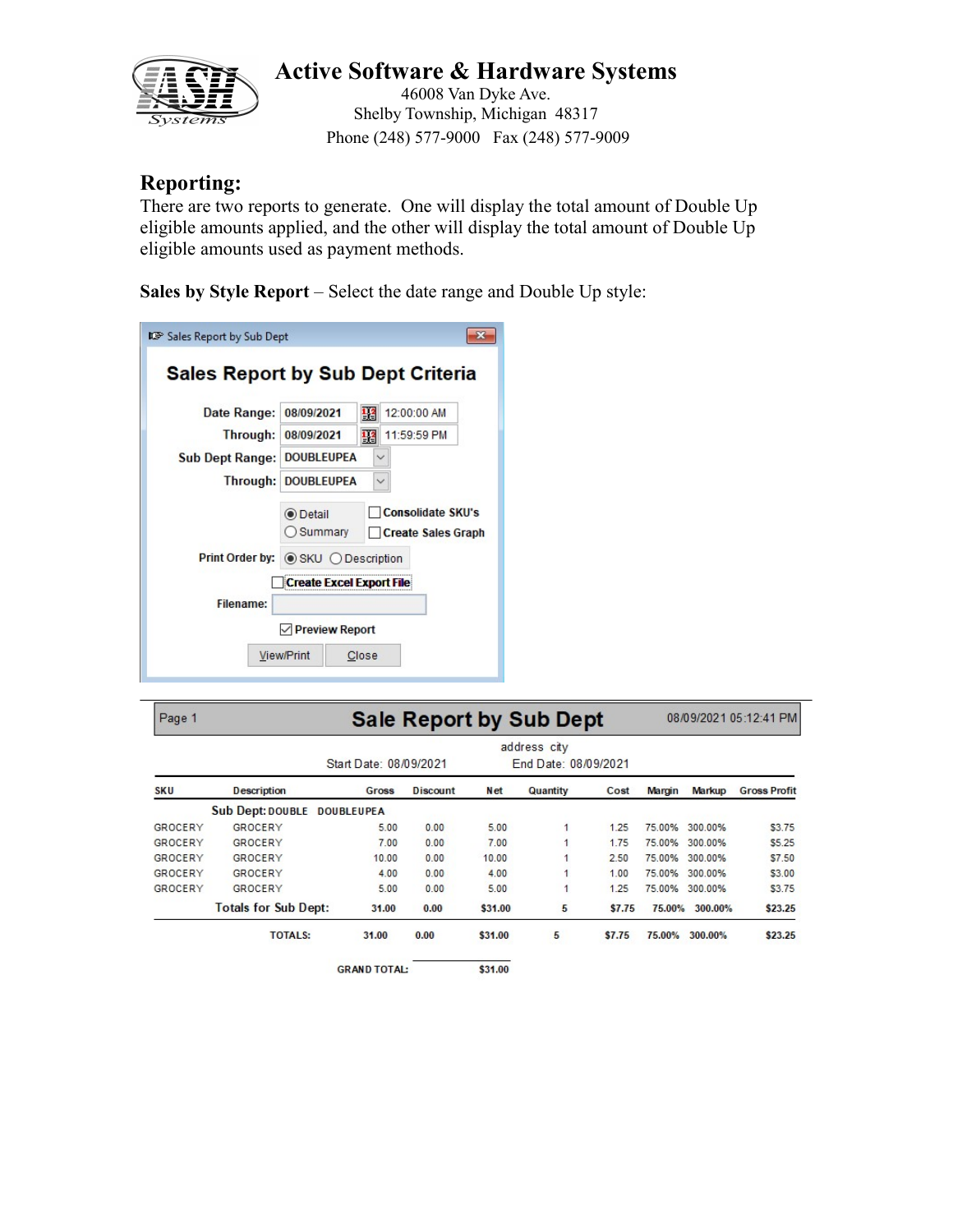# Active Software & Hardware Systems

46008 Van Dyke Ave.
Shelby Township, Michigan 48317
Phone (248) 577-9000 Fax (248) 577-9009

## Reporting:

There are two reports to generate. One will display the total amount of Double Up eligible amounts applied, and the other will display the total amount of Double Up eligible amounts used as payment methods.

**Sales by Style Report** – Select the date range and Double Up style:

**Sales Report by Sub Dept**

**Sales Report by Sub Dept Criteria**

- Date Range: 08/09/2021 12:00:00 AM
- Through: 08/09/2021 11:59:59 PM
- Sub Dept Range: DOUBLEUPEA
- Through: DOUBLEUPEA
- (●) Detail ( ) Summary
- [ ] Consolidate SKU's
- [ ] Create Sales Graph
- Print Order by: (●) SKU ( ) Description
- [ ] Create Excel Export File
- Filename:
- [x] Preview Report
- View/Print | Close

Page 1 — **Sale Report by Sub Dept** — 08/09/2021 05:12:41 PM

address city

Start Date: 08/09/2021 End Date: 08/09/2021

| SKU | Description | Gross | Discount | Net | Quantity | Cost | Margin | Markup | Gross Profit |
|---|---|---|---|---|---|---|---|---|---|
| **Sub Dept: DOUBLE DOUBLEUPEA** | | | | | | | | | |
| GROCERY | GROCERY | 5.00 | 0.00 | 5.00 | 1 | 1.25 | 75.00% | 300.00% | $3.75 |
| GROCERY | GROCERY | 7.00 | 0.00 | 7.00 | 1 | 1.75 | 75.00% | 300.00% | $5.25 |
| GROCERY | GROCERY | 10.00 | 0.00 | 10.00 | 1 | 2.50 | 75.00% | 300.00% | $7.50 |
| GROCERY | GROCERY | 4.00 | 0.00 | 4.00 | 1 | 1.00 | 75.00% | 300.00% | $3.00 |
| GROCERY | GROCERY | 5.00 | 0.00 | 5.00 | 1 | 1.25 | 75.00% | 300.00% | $3.75 |
| **Totals for Sub Dept:** | | **31.00** | **0.00** | **$31.00** | **5** | **$7.75** | **75.00%** | **300.00%** | **$23.25** |
| **TOTALS:** | | **31.00** | **0.00** | **$31.00** | **5** | **$7.75** | **75.00%** | **300.00%** | **$23.25** |
| **GRAND TOTAL:** | | | | **$31.00** | | | | | |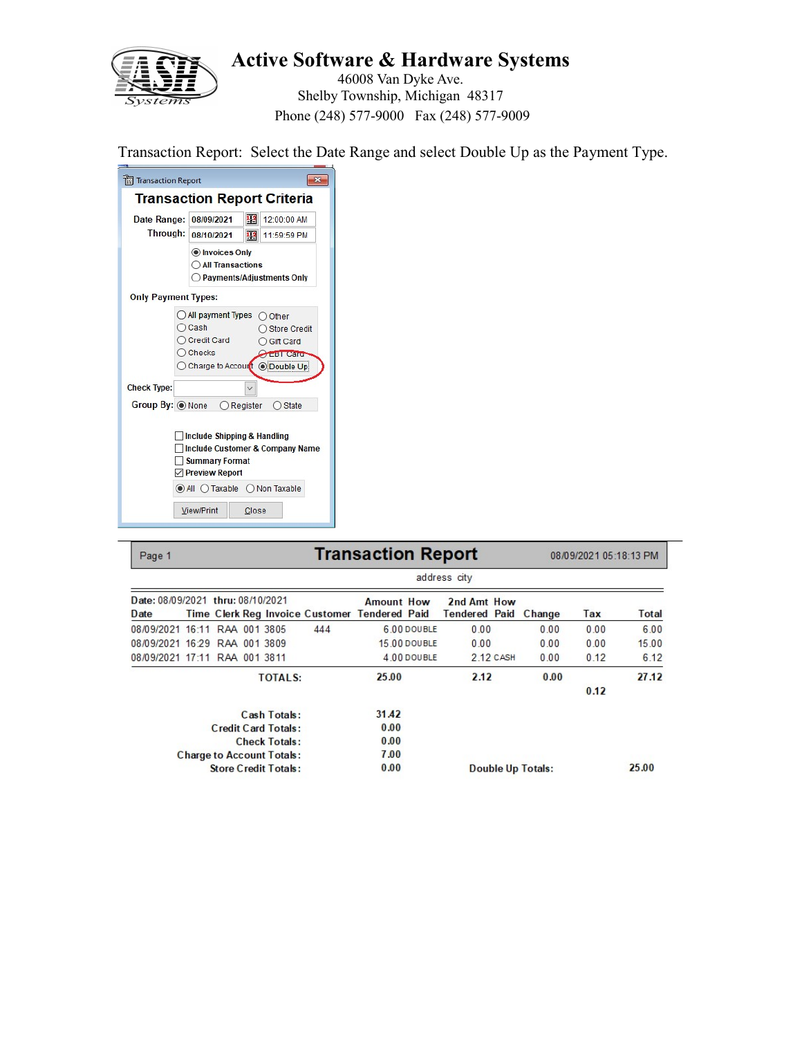# Active Software & Hardware Systems

46008 Van Dyke Ave.
Shelby Township, Michigan 48317
Phone (248) 577-9000 Fax (248) 577-9009

Transaction Report: Select the Date Range and select Double Up as the Payment Type.

**Transaction Report Criteria**

Date Range: 08/09/2021 12:00:00 AM
Through: 08/10/2021 11:59:59 PM

- (•) Invoices Only
- ( ) All Transactions
- ( ) Payments/Adjustments Only

Only Payment Types:

- ( ) All payment Types
- ( ) Cash
- ( ) Credit Card
- ( ) Checks
- ( ) Charge to Account
- ( ) Other
- ( ) Store Credit
- ( ) Gift Card
- ( ) EBT Card
- (•) Double Up

Check Type:

Group By: (•) None ( ) Register ( ) State

- [ ] Include Shipping & Handling
- [ ] Include Customer & Company Name
- [ ] Summary Format
- [x] Preview Report

(•) All ( ) Taxable ( ) Non Taxable

View/Print | Close

---

Page 1 **Transaction Report** 08/09/2021 05:18:13 PM

address city

Date: 08/09/2021 thru: 08/10/2021

| Date | Time | Clerk | Reg | Invoice | Customer | Amount Tendered | How Paid | 2nd Amt Tendered | How Paid | Change | Tax | Total |
|---|---|---|---|---|---|---|---|---|---|---|---|---|
| 08/09/2021 | 16:11 | RAA | 001 | 3805 | 444 | 6.00 | DOUBLE | 0.00 | | 0.00 | 0.00 | 6.00 |
| 08/09/2021 | 16:29 | RAA | 001 | 3809 | | 15.00 | DOUBLE | 0.00 | | 0.00 | 0.00 | 15.00 |
| 08/09/2021 | 17:11 | RAA | 001 | 3811 | | 4.00 | DOUBLE | 2.12 | CASH | 0.00 | 0.12 | 6.12 |
| | | | | **TOTALS:** | | **25.00** | | **2.12** | | **0.00** | **0.12** | **27.12** |

| | |
|---|---|
| Cash Totals: | 31.42 |
| Credit Card Totals: | 0.00 |
| Check Totals: | 0.00 |
| Charge to Account Totals: | 7.00 |
| Store Credit Totals: | 0.00 |
| Double Up Totals: | 25.00 |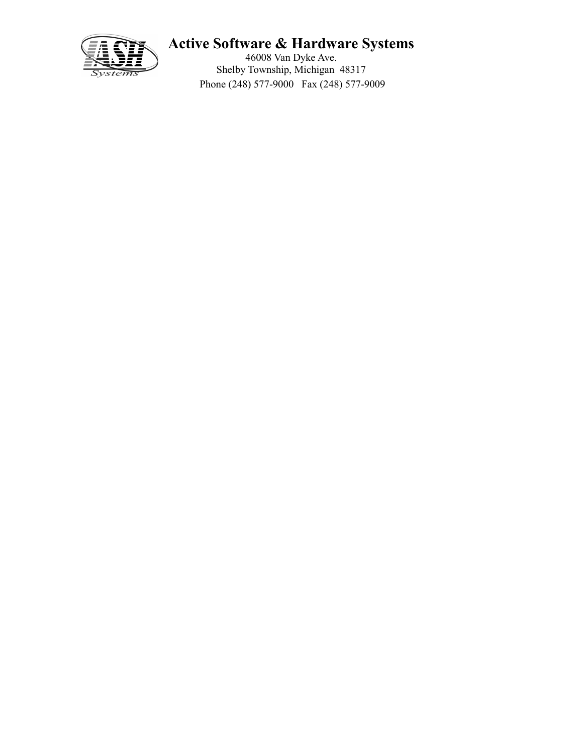**Active Software & Hardware Systems**

46008 Van Dyke Ave.
Shelby Township, Michigan 48317
Phone (248) 577-9000 Fax (248) 577-9009